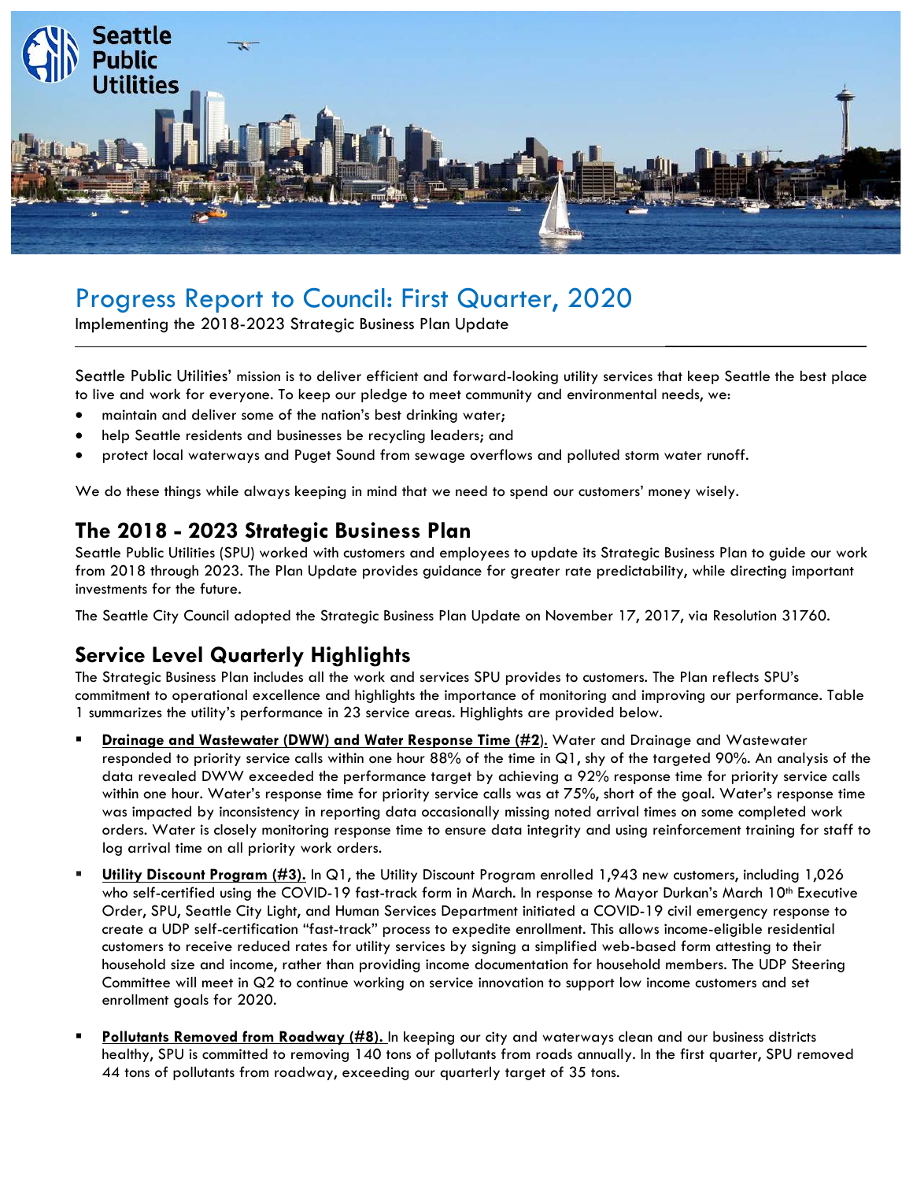# Progress Report to Council: First Quarter, 2020

Implementing the 2018-2023 Strategic Business Plan Update

Seattle Public Utilities' mission is to deliver efficient and forward-looking utility services that keep Seattle the best place to live and work for everyone. To keep our pledge to meet community and environmental needs, we:

- maintain and deliver some of the nation's best drinking water;
- help Seattle residents and businesses be recycling leaders; and
- protect local waterways and Puget Sound from sewage overflows and polluted storm water runoff.

We do these things while always keeping in mind that we need to spend our customers' money wisely.

## The 2018 - 2023 Strategic Business Plan

Seattle Public Utilities (SPU) worked with customers and employees to update its Strategic Business Plan to guide our work from 2018 through 2023. The Plan Update provides guidance for greater rate predictability, while directing important investments for the future.

The Seattle City Council adopted the Strategic Business Plan Update on November 17, 2017, via Resolution 31760.

## Service Level Quarterly Highlights

The Strategic Business Plan includes all the work and services SPU provides to customers. The Plan reflects SPU's commitment to operational excellence and highlights the importance of monitoring and improving our performance. Table 1 summarizes the utility's performance in 23 service areas. Highlights are provided below.

- **Drainage and Wastewater (DWW) and Water Response Time (#2)**. Water and Drainage and Wastewater responded to priority service calls within one hour 88% of the time in Q1, shy of the targeted 90%. An analysis of the data revealed DWW exceeded the performance target by achieving a 92% response time for priority service calls within one hour. Water's response time for priority service calls was at 75%, short of the goal. Water's response time was impacted by inconsistency in reporting data occasionally missing noted arrival times on some completed work orders. Water is closely monitoring response time to ensure data integrity and using reinforcement training for staff to log arrival time on all priority work orders.
- **Utility Discount Program (#3).** In Q1, the Utility Discount Program enrolled 1,943 new customers, including 1,026 who self-certified using the COVID-19 fast-track form in March. In response to Mayor Durkan's March 10th Executive Order, SPU, Seattle City Light, and Human Services Department initiated a COVID-19 civil emergency response to create a UDP self-certification "fast-track" process to expedite enrollment. This allows income-eligible residential customers to receive reduced rates for utility services by signing a simplified web-based form attesting to their household size and income, rather than providing income documentation for household members. The UDP Steering Committee will meet in Q2 to continue working on service innovation to support low income customers and set enrollment goals for 2020.
- **Pollutants Removed from Roadway (#8).** In keeping our city and waterways clean and our business districts healthy, SPU is committed to removing 140 tons of pollutants from roads annually. In the first quarter, SPU removed 44 tons of pollutants from roadway, exceeding our quarterly target of 35 tons.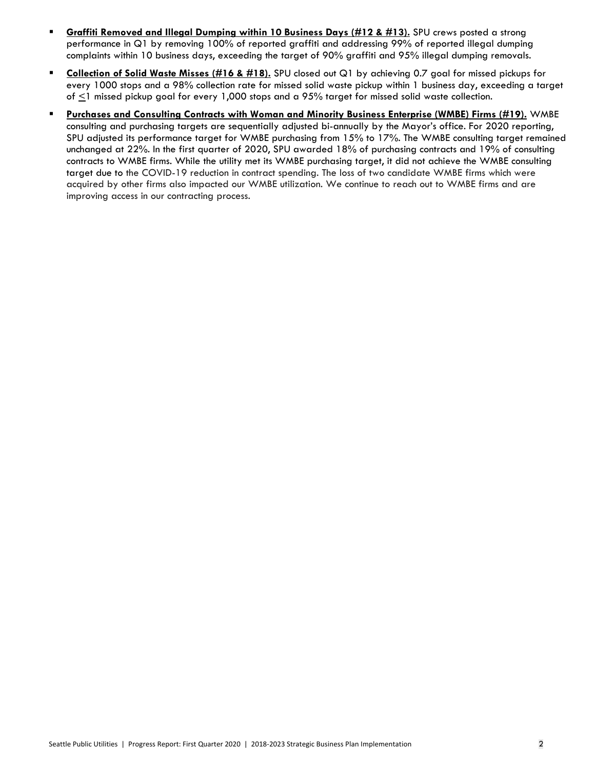- **Graffiti Removed and Illegal Dumping within 10 Business Days (#12 & #13).** SPU crews posted a strong performance in Q1 by removing 100% of reported graffiti and addressing 99% of reported illegal dumping complaints within 10 business days, exceeding the target of 90% graffiti and 95% illegal dumping removals.
- **Collection of Solid Waste Misses (#16 & #18).** SPU closed out Q1 by achieving 0.7 goal for missed pickups for every 1000 stops and a 98% collection rate for missed solid waste pickup within 1 business day, exceeding a target of $\leq$1 missed pickup goal for every 1,000 stops and a 95% target for missed solid waste collection.
- **Purchases and Consulting Contracts with Woman and Minority Business Enterprise (WMBE) Firms (#19).** WMBE consulting and purchasing targets are sequentially adjusted bi-annually by the Mayor's office. For 2020 reporting, SPU adjusted its performance target for WMBE purchasing from 15% to 17%. The WMBE consulting target remained unchanged at 22%. In the first quarter of 2020, SPU awarded 18% of purchasing contracts and 19% of consulting contracts to WMBE firms. While the utility met its WMBE purchasing target, it did not achieve the WMBE consulting target due to the COVID-19 reduction in contract spending. The loss of two candidate WMBE firms which were acquired by other firms also impacted our WMBE utilization. We continue to reach out to WMBE firms and are improving access in our contracting process.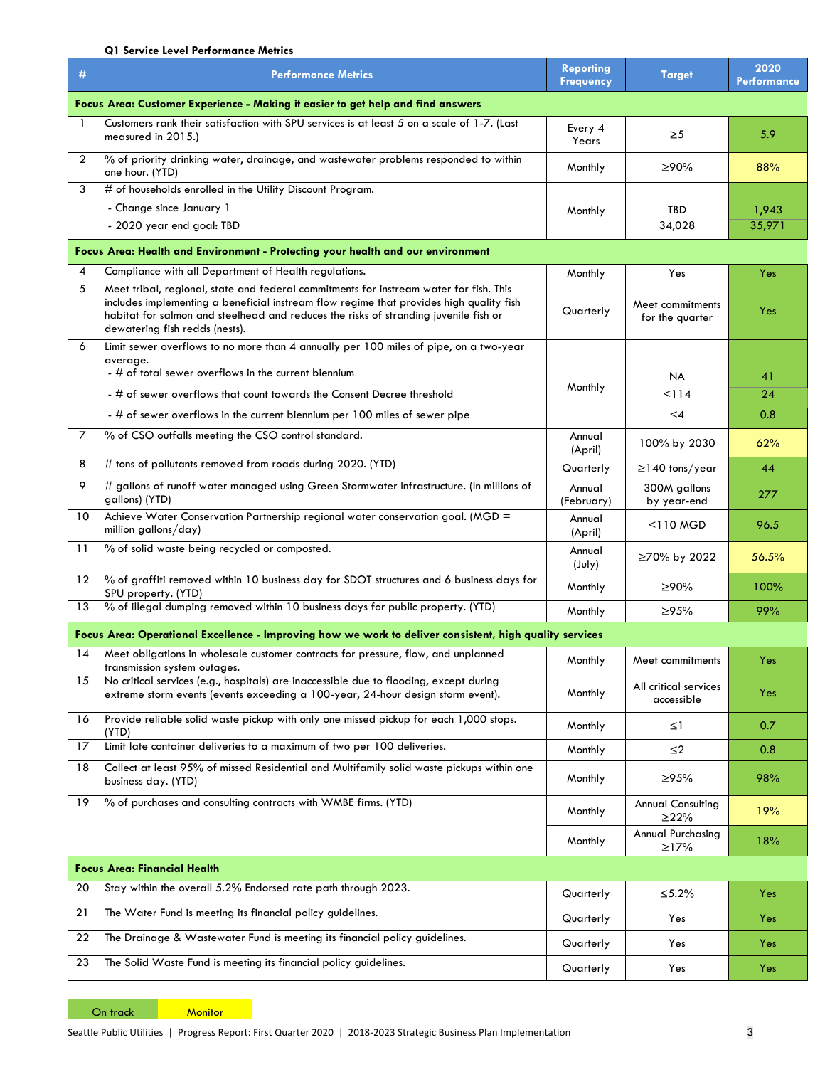**Q1 Service Level Performance Metrics**

| # | Performance Metrics | Reporting Frequency | Target | 2020 Performance |
|---|---|---|---|---|
| **Focus Area: Customer Experience - Making it easier to get help and find answers** | | | | |
| 1 | Customers rank their satisfaction with SPU services is at least 5 on a scale of 1-7. (Last measured in 2015.) | Every 4 Years | ≥5 | 5.9 |
| 2 | % of priority drinking water, drainage, and wastewater problems responded to within one hour. (YTD) | Monthly | ≥90% | 88% |
| 3 | # of households enrolled in the Utility Discount Program. | Monthly | | |
| | - Change since January 1 | | TBD | 1,943 |
| | - 2020 year end goal: TBD | | 34,028 | 35,971 |
| **Focus Area: Health and Environment - Protecting your health and our environment** | | | | |
| 4 | Compliance with all Department of Health regulations. | Monthly | Yes | Yes |
| 5 | Meet tribal, regional, state and federal commitments for instream water for fish. This includes implementing a beneficial instream flow regime that provides high quality fish habitat for salmon and steelhead and reduces the risks of stranding juvenile fish or dewatering fish redds (nests). | Quarterly | Meet commitments for the quarter | Yes |
| 6 | Limit sewer overflows to no more than 4 annually per 100 miles of pipe, on a two-year average. | Monthly | | |
| | - # of total sewer overflows in the current biennium | | NA | 41 |
| | - # of sewer overflows that count towards the Consent Decree threshold | | <114 | 24 |
| | - # of sewer overflows in the current biennium per 100 miles of sewer pipe | | <4 | 0.8 |
| 7 | % of CSO outfalls meeting the CSO control standard. | Annual (April) | 100% by 2030 | 62% |
| 8 | # tons of pollutants removed from roads during 2020. (YTD) | Quarterly | ≥140 tons/year | 44 |
| 9 | # gallons of runoff water managed using Green Stormwater Infrastructure. (In millions of gallons) (YTD) | Annual (February) | 300M gallons by year-end | 277 |
| 10 | Achieve Water Conservation Partnership regional water conservation goal. (MGD = million gallons/day) | Annual (April) | <110 MGD | 96.5 |
| 11 | % of solid waste being recycled or composted. | Annual (July) | ≥70% by 2022 | 56.5% |
| 12 | % of graffiti removed within 10 business day for SDOT structures and 6 business days for SPU property. (YTD) | Monthly | ≥90% | 100% |
| 13 | % of illegal dumping removed within 10 business days for public property. (YTD) | Monthly | ≥95% | 99% |
| **Focus Area: Operational Excellence - Improving how we work to deliver consistent, high quality services** | | | | |
| 14 | Meet obligations in wholesale customer contracts for pressure, flow, and unplanned transmission system outages. | Monthly | Meet commitments | Yes |
| 15 | No critical services (e.g., hospitals) are inaccessible due to flooding, except during extreme storm events (events exceeding a 100-year, 24-hour design storm event). | Monthly | All critical services accessible | Yes |
| 16 | Provide reliable solid waste pickup with only one missed pickup for each 1,000 stops. (YTD) | Monthly | ≤1 | 0.7 |
| 17 | Limit late container deliveries to a maximum of two per 100 deliveries. | Monthly | ≤2 | 0.8 |
| 18 | Collect at least 95% of missed Residential and Multifamily solid waste pickups within one business day. (YTD) | Monthly | ≥95% | 98% |
| 19 | % of purchases and consulting contracts with WMBE firms. (YTD) | Monthly | Annual Consulting ≥22% | 19% |
| | | Monthly | Annual Purchasing ≥17% | 18% |
| **Focus Area: Financial Health** | | | | |
| 20 | Stay within the overall 5.2% Endorsed rate path through 2023. | Quarterly | ≤5.2% | Yes |
| 21 | The Water Fund is meeting its financial policy guidelines. | Quarterly | Yes | Yes |
| 22 | The Drainage & Wastewater Fund is meeting its financial policy guidelines. | Quarterly | Yes | Yes |
| 23 | The Solid Waste Fund is meeting its financial policy guidelines. | Quarterly | Yes | Yes |

On track | Monitor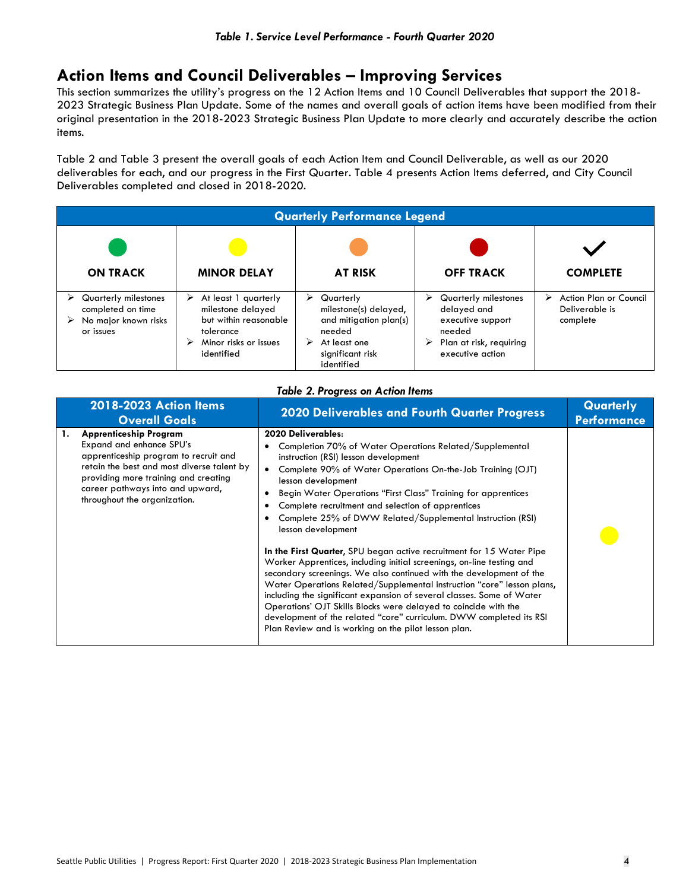*Table 1. Service Level Performance - Fourth Quarter 2020*

## Action Items and Council Deliverables – Improving Services

This section summarizes the utility's progress on the 12 Action Items and 10 Council Deliverables that support the 2018-2023 Strategic Business Plan Update. Some of the names and overall goals of action items have been modified from their original presentation in the 2018-2023 Strategic Business Plan Update to more clearly and accurately describe the action items.

Table 2 and Table 3 present the overall goals of each Action Item and Council Deliverable, as well as our 2020 deliverables for each, and our progress in the First Quarter. Table 4 presents Action Items deferred, and City Council Deliverables completed and closed in 2018-2020.

| Quarterly Performance Legend | | | | |
|---|---|---|---|---|
| ● (green) **ON TRACK** | ● (yellow) **MINOR DELAY** | ● (orange) **AT RISK** | ● (red) **OFF TRACK** | ✔ **COMPLETE** |
| ➢ Quarterly milestones completed on time<br>➢ No major known risks or issues | ➢ At least 1 quarterly milestone delayed but within reasonable tolerance<br>➢ Minor risks or issues identified | ➢ Quarterly milestone(s) delayed, and mitigation plan(s) needed<br>➢ At least one significant risk identified | ➢ Quarterly milestones delayed and executive support needed<br>➢ Plan at risk, requiring executive action | ➢ Action Plan or Council Deliverable is complete |

*Table 2. Progress on Action Items*

| 2018-2023 Action Items Overall Goals | 2020 Deliverables and Fourth Quarter Progress | Quarterly Performance |
|---|---|---|
| **1. Apprenticeship Program**<br>Expand and enhance SPU's apprenticeship program to recruit and retain the best and most diverse talent by providing more training and creating career pathways into and upward, throughout the organization. | **2020 Deliverables:**<br>• Completion 70% of Water Operations Related/Supplemental instruction (RSI) lesson development<br>• Complete 90% of Water Operations On-the-Job Training (OJT) lesson development<br>• Begin Water Operations "First Class" Training for apprentices<br>• Complete recruitment and selection of apprentices<br>• Complete 25% of DWW Related/Supplemental Instruction (RSI) lesson development<br><br>**In the First Quarter**, SPU began active recruitment for 15 Water Pipe Worker Apprentices, including initial screenings, on-line testing and secondary screenings. We also continued with the development of the Water Operations Related/Supplemental instruction "core" lesson plans, including the significant expansion of several classes. Some of Water Operations' OJT Skills Blocks were delayed to coincide with the development of the related "core" curriculum. DWW completed its RSI Plan Review and is working on the pilot lesson plan. | ● (yellow) |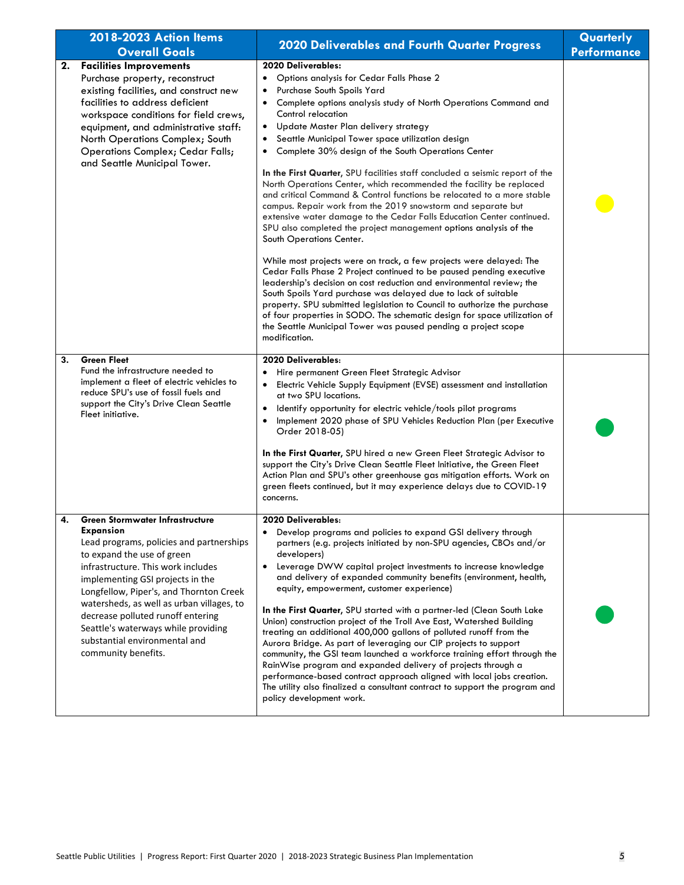| 2018-2023 Action Items Overall Goals | 2020 Deliverables and Fourth Quarter Progress | Quarterly Performance |
|---|---|---|
| **2. Facilities Improvements**<br>Purchase property, reconstruct existing facilities, and construct new facilities to address deficient workspace conditions for field crews, equipment, and administrative staff: North Operations Complex; South Operations Complex; Cedar Falls; and Seattle Municipal Tower. | **2020 Deliverables:**<br>• Options analysis for Cedar Falls Phase 2<br>• Purchase South Spoils Yard<br>• Complete options analysis study of North Operations Command and Control relocation<br>• Update Master Plan delivery strategy<br>• Seattle Municipal Tower space utilization design<br>• Complete 30% design of the South Operations Center<br><br>**In the First Quarter,** SPU facilities staff concluded a seismic report of the North Operations Center, which recommended the facility be replaced and critical Command & Control functions be relocated to a more stable campus. Repair work from the 2019 snowstorm and separate but extensive water damage to the Cedar Falls Education Center continued. SPU also completed the project management options analysis of the South Operations Center.<br><br>While most projects were on track, a few projects were delayed: The Cedar Falls Phase 2 Project continued to be paused pending executive leadership's decision on cost reduction and environmental review; the South Spoils Yard purchase was delayed due to lack of suitable property. SPU submitted legislation to Council to authorize the purchase of four properties in SODO. The schematic design for space utilization of the Seattle Municipal Tower was paused pending a project scope modification. | Yellow |
| **3. Green Fleet**<br>Fund the infrastructure needed to implement a fleet of electric vehicles to reduce SPU's use of fossil fuels and support the City's Drive Clean Seattle Fleet initiative. | **2020 Deliverables:**<br>• Hire permanent Green Fleet Strategic Advisor<br>• Electric Vehicle Supply Equipment (EVSE) assessment and installation at two SPU locations.<br>• Identify opportunity for electric vehicle/tools pilot programs<br>• Implement 2020 phase of SPU Vehicles Reduction Plan (per Executive Order 2018-05)<br><br>**In the First Quarter,** SPU hired a new Green Fleet Strategic Advisor to support the City's Drive Clean Seattle Fleet Initiative, the Green Fleet Action Plan and SPU's other greenhouse gas mitigation efforts. Work on green fleets continued, but it may experience delays due to COVID-19 concerns. | Green |
| **4. Green Stormwater Infrastructure Expansion**<br>Lead programs, policies and partnerships to expand the use of green infrastructure. This work includes implementing GSI projects in the Longfellow, Piper's, and Thornton Creek watersheds, as well as urban villages, to decrease polluted runoff entering Seattle's waterways while providing substantial environmental and community benefits. | **2020 Deliverables:**<br>• Develop programs and policies to expand GSI delivery through partners (e.g. projects initiated by non-SPU agencies, CBOs and/or developers)<br>• Leverage DWW capital project investments to increase knowledge and delivery of expanded community benefits (environment, health, equity, empowerment, customer experience)<br><br>**In the First Quarter,** SPU started with a partner-led (Clean South Lake Union) construction project of the Troll Ave East, Watershed Building treating an additional 400,000 gallons of polluted runoff from the Aurora Bridge. As part of leveraging our CIP projects to support community, the GSI team launched a workforce training effort through the RainWise program and expanded delivery of projects through a performance-based contract approach aligned with local jobs creation. The utility also finalized a consultant contract to support the program and policy development work. | Green |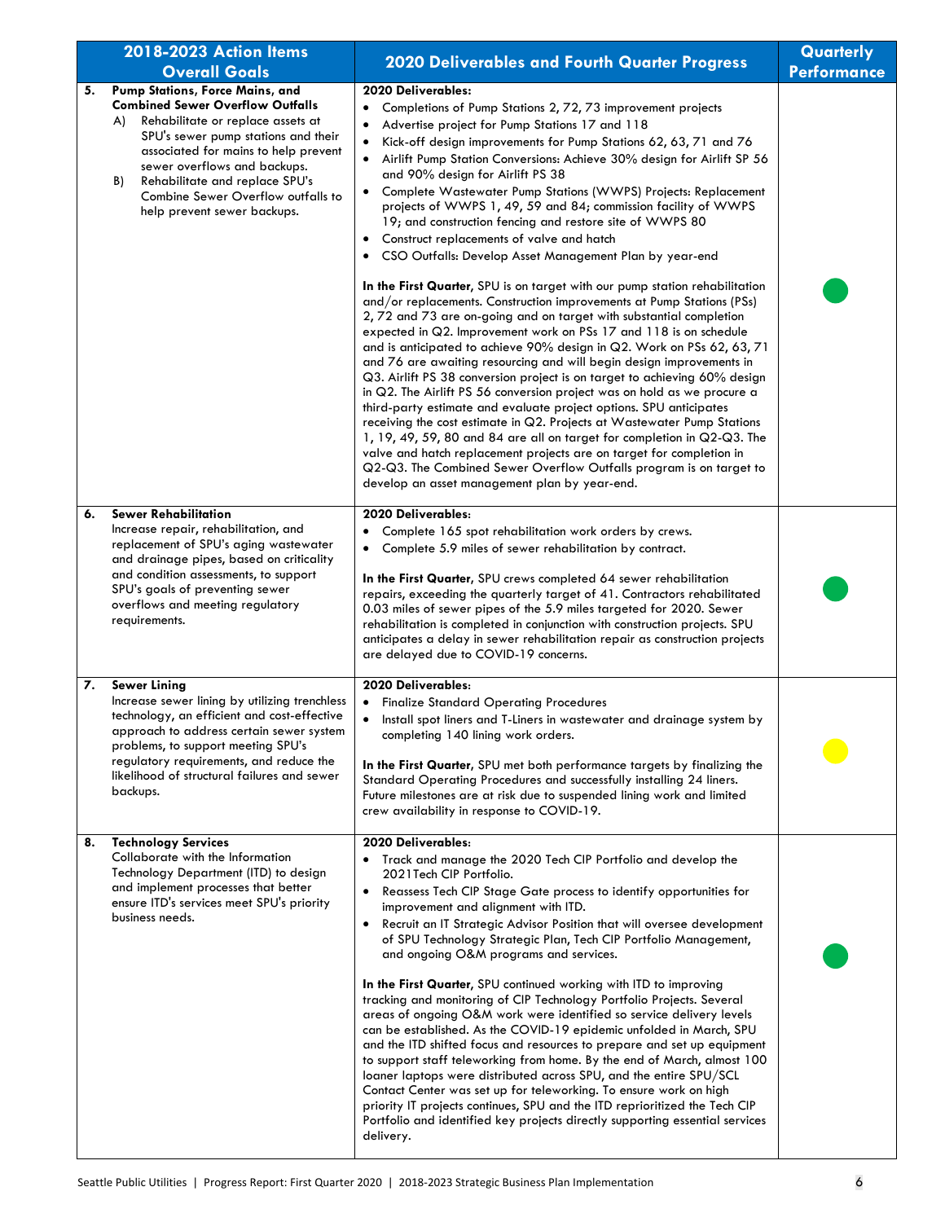| 2018-2023 Action Items Overall Goals | 2020 Deliverables and Fourth Quarter Progress | Quarterly Performance |
|---|---|---|
| **5. Pump Stations, Force Mains, and Combined Sewer Overflow Outfalls**<br>A) Rehabilitate or replace assets at SPU's sewer pump stations and their associated for mains to help prevent sewer overflows and backups.<br>B) Rehabilitate and replace SPU's Combine Sewer Overflow outfalls to help prevent sewer backups. | **2020 Deliverables:**<br>• Completions of Pump Stations 2, 72, 73 improvement projects<br>• Advertise project for Pump Stations 17 and 118<br>• Kick-off design improvements for Pump Stations 62, 63, 71 and 76<br>• Airlift Pump Station Conversions: Achieve 30% design for Airlift SP 56 and 90% design for Airlift PS 38<br>• Complete Wastewater Pump Stations (WWPS) Projects: Replacement projects of WWPS 1, 49, 59 and 84; commission facility of WWPS 19; and construction fencing and restore site of WWPS 80<br>• Construct replacements of valve and hatch<br>• CSO Outfalls: Develop Asset Management Plan by year-end<br><br>**In the First Quarter,** SPU is on target with our pump station rehabilitation and/or replacements. Construction improvements at Pump Stations (PSs) 2, 72 and 73 are on-going and on target with substantial completion expected in Q2. Improvement work on PSs 17 and 118 is on schedule and is anticipated to achieve 90% design in Q2. Work on PSs 62, 63, 71 and 76 are awaiting resourcing and will begin design improvements in Q3. Airlift PS 38 conversion project is on target to achieving 60% design in Q2. The Airlift PS 56 conversion project was on hold as we procure a third-party estimate and evaluate project options. SPU anticipates receiving the cost estimate in Q2. Projects at Wastewater Pump Stations 1, 19, 49, 59, 80 and 84 are all on target for completion in Q2-Q3. The valve and hatch replacement projects are on target for completion in Q2-Q3. The Combined Sewer Overflow Outfalls program is on target to develop an asset management plan by year-end. | Green |
| **6. Sewer Rehabilitation**<br>Increase repair, rehabilitation, and replacement of SPU's aging wastewater and drainage pipes, based on criticality and condition assessments, to support SPU's goals of preventing sewer overflows and meeting regulatory requirements. | **2020 Deliverables:**<br>• Complete 165 spot rehabilitation work orders by crews.<br>• Complete 5.9 miles of sewer rehabilitation by contract.<br><br>**In the First Quarter,** SPU crews completed 64 sewer rehabilitation repairs, exceeding the quarterly target of 41. Contractors rehabilitated 0.03 miles of sewer pipes of the 5.9 miles targeted for 2020. Sewer rehabilitation is completed in conjunction with construction projects. SPU anticipates a delay in sewer rehabilitation repair as construction projects are delayed due to COVID-19 concerns. | Green |
| **7. Sewer Lining**<br>Increase sewer lining by utilizing trenchless technology, an efficient and cost-effective approach to address certain sewer system problems, to support meeting SPU's regulatory requirements, and reduce the likelihood of structural failures and sewer backups. | **2020 Deliverables:**<br>• Finalize Standard Operating Procedures<br>• Install spot liners and T-Liners in wastewater and drainage system by completing 140 lining work orders.<br><br>**In the First Quarter,** SPU met both performance targets by finalizing the Standard Operating Procedures and successfully installing 24 liners. Future milestones are at risk due to suspended lining work and limited crew availability in response to COVID-19. | Yellow |
| **8. Technology Services**<br>Collaborate with the Information Technology Department (ITD) to design and implement processes that better ensure ITD's services meet SPU's priority business needs. | **2020 Deliverables:**<br>• Track and manage the 2020 Tech CIP Portfolio and develop the 2021Tech CIP Portfolio.<br>• Reassess Tech CIP Stage Gate process to identify opportunities for improvement and alignment with ITD.<br>• Recruit an IT Strategic Advisor Position that will oversee development of SPU Technology Strategic Plan, Tech CIP Portfolio Management, and ongoing O&M programs and services.<br><br>**In the First Quarter,** SPU continued working with ITD to improving tracking and monitoring of CIP Technology Portfolio Projects. Several areas of ongoing O&M work were identified so service delivery levels can be established. As the COVID-19 epidemic unfolded in March, SPU and the ITD shifted focus and resources to prepare and set up equipment to support staff teleworking from home. By the end of March, almost 100 loaner laptops were distributed across SPU, and the entire SPU/SCL Contact Center was set up for teleworking. To ensure work on high priority IT projects continues, SPU and the ITD reprioritized the Tech CIP Portfolio and identified key projects directly supporting essential services delivery. | Green |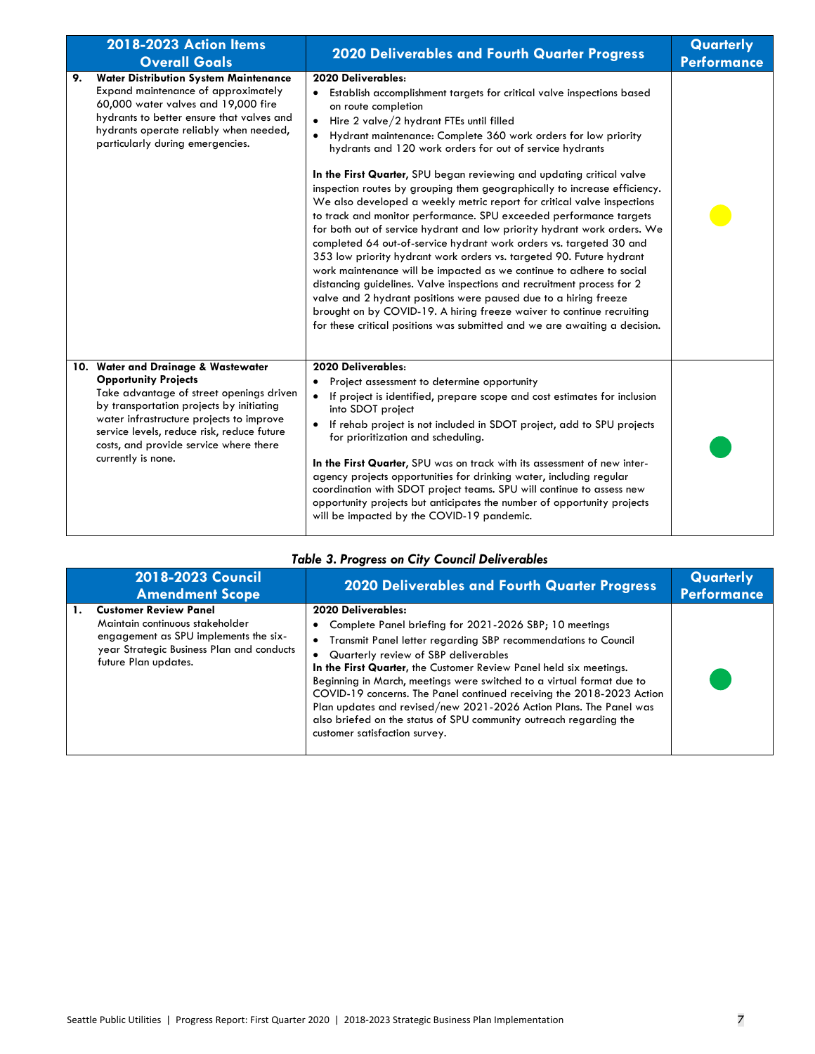| 2018-2023 Action Items Overall Goals | 2020 Deliverables and Fourth Quarter Progress | Quarterly Performance |
|---|---|---|
| **9. Water Distribution System Maintenance** Expand maintenance of approximately 60,000 water valves and 19,000 fire hydrants to better ensure that valves and hydrants operate reliably when needed, particularly during emergencies. | **2020 Deliverables:**<br>• Establish accomplishment targets for critical valve inspections based on route completion<br>• Hire 2 valve/2 hydrant FTEs until filled<br>• Hydrant maintenance: Complete 360 work orders for low priority hydrants and 120 work orders for out of service hydrants<br><br>**In the First Quarter**, SPU began reviewing and updating critical valve inspection routes by grouping them geographically to increase efficiency. We also developed a weekly metric report for critical valve inspections to track and monitor performance. SPU exceeded performance targets for both out of service hydrant and low priority hydrant work orders. We completed 64 out-of-service hydrant work orders vs. targeted 30 and 353 low priority hydrant work orders vs. targeted 90. Future hydrant work maintenance will be impacted as we continue to adhere to social distancing guidelines. Valve inspections and recruitment process for 2 valve and 2 hydrant positions were paused due to a hiring freeze brought on by COVID-19. A hiring freeze waiver to continue recruiting for these critical positions was submitted and we are awaiting a decision. | Yellow |
| **10. Water and Drainage & Wastewater Opportunity Projects** Take advantage of street openings driven by transportation projects by initiating water infrastructure projects to improve service levels, reduce risk, reduce future costs, and provide service where there currently is none. | **2020 Deliverables:**<br>• Project assessment to determine opportunity<br>• If project is identified, prepare scope and cost estimates for inclusion into SDOT project<br>• If rehab project is not included in SDOT project, add to SPU projects for prioritization and scheduling.<br><br>**In the First Quarter**, SPU was on track with its assessment of new inter-agency projects opportunities for drinking water, including regular coordination with SDOT project teams. SPU will continue to assess new opportunity projects but anticipates the number of opportunity projects will be impacted by the COVID-19 pandemic. | Green |

*Table 3. Progress on City Council Deliverables*

| 2018-2023 Council Amendment Scope | 2020 Deliverables and Fourth Quarter Progress | Quarterly Performance |
|---|---|---|
| **1. Customer Review Panel** Maintain continuous stakeholder engagement as SPU implements the six-year Strategic Business Plan and conducts future Plan updates. | **2020 Deliverables:**<br>• Complete Panel briefing for 2021-2026 SBP; 10 meetings<br>• Transmit Panel letter regarding SBP recommendations to Council<br>• Quarterly review of SBP deliverables<br>**In the First Quarter**, the Customer Review Panel held six meetings. Beginning in March, meetings were switched to a virtual format due to COVID-19 concerns. The Panel continued receiving the 2018-2023 Action Plan updates and revised/new 2021-2026 Action Plans. The Panel was also briefed on the status of SPU community outreach regarding the customer satisfaction survey. | Green |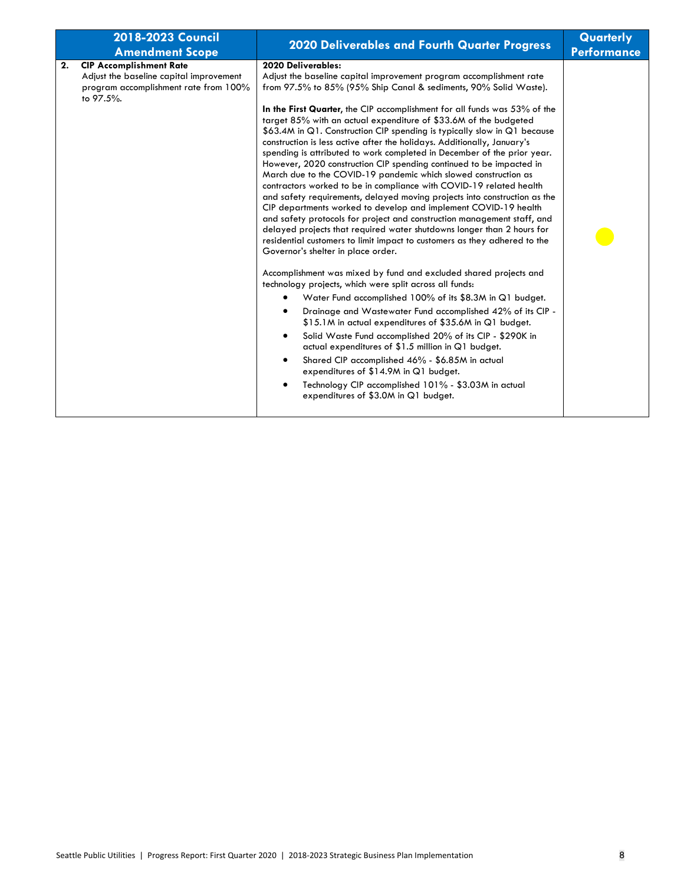| 2018-2023 Council Amendment Scope | 2020 Deliverables and Fourth Quarter Progress | Quarterly Performance |
|---|---|---|
| **2. CIP Accomplishment Rate**<br>Adjust the baseline capital improvement program accomplishment rate from 100% to 97.5%. | **2020 Deliverables:**<br>Adjust the baseline capital improvement program accomplishment rate from 97.5% to 85% (95% Ship Canal & sediments, 90% Solid Waste).<br><br>**In the First Quarter**, the CIP accomplishment for all funds was 53% of the target 85% with an actual expenditure of $33.6M of the budgeted $63.4M in Q1. Construction CIP spending is typically slow in Q1 because construction is less active after the holidays. Additionally, January's spending is attributed to work completed in December of the prior year. However, 2020 construction CIP spending continued to be impacted in March due to the COVID-19 pandemic which slowed construction as contractors worked to be in compliance with COVID-19 related health and safety requirements, delayed moving projects into construction as the CIP departments worked to develop and implement COVID-19 health and safety protocols for project and construction management staff, and delayed projects that required water shutdowns longer than 2 hours for residential customers to limit impact to customers as they adhered to the Governor's shelter in place order.<br><br>Accomplishment was mixed by fund and excluded shared projects and technology projects, which were split across all funds:<br>• Water Fund accomplished 100% of its $8.3M in Q1 budget.<br>• Drainage and Wastewater Fund accomplished 42% of its CIP - $15.1M in actual expenditures of $35.6M in Q1 budget.<br>• Solid Waste Fund accomplished 20% of its CIP - $290K in actual expenditures of $1.5 million in Q1 budget.<br>• Shared CIP accomplished 46% - $6.85M in actual expenditures of $14.9M in Q1 budget.<br>• Technology CIP accomplished 101% - $3.03M in actual expenditures of $3.0M in Q1 budget. | Yellow |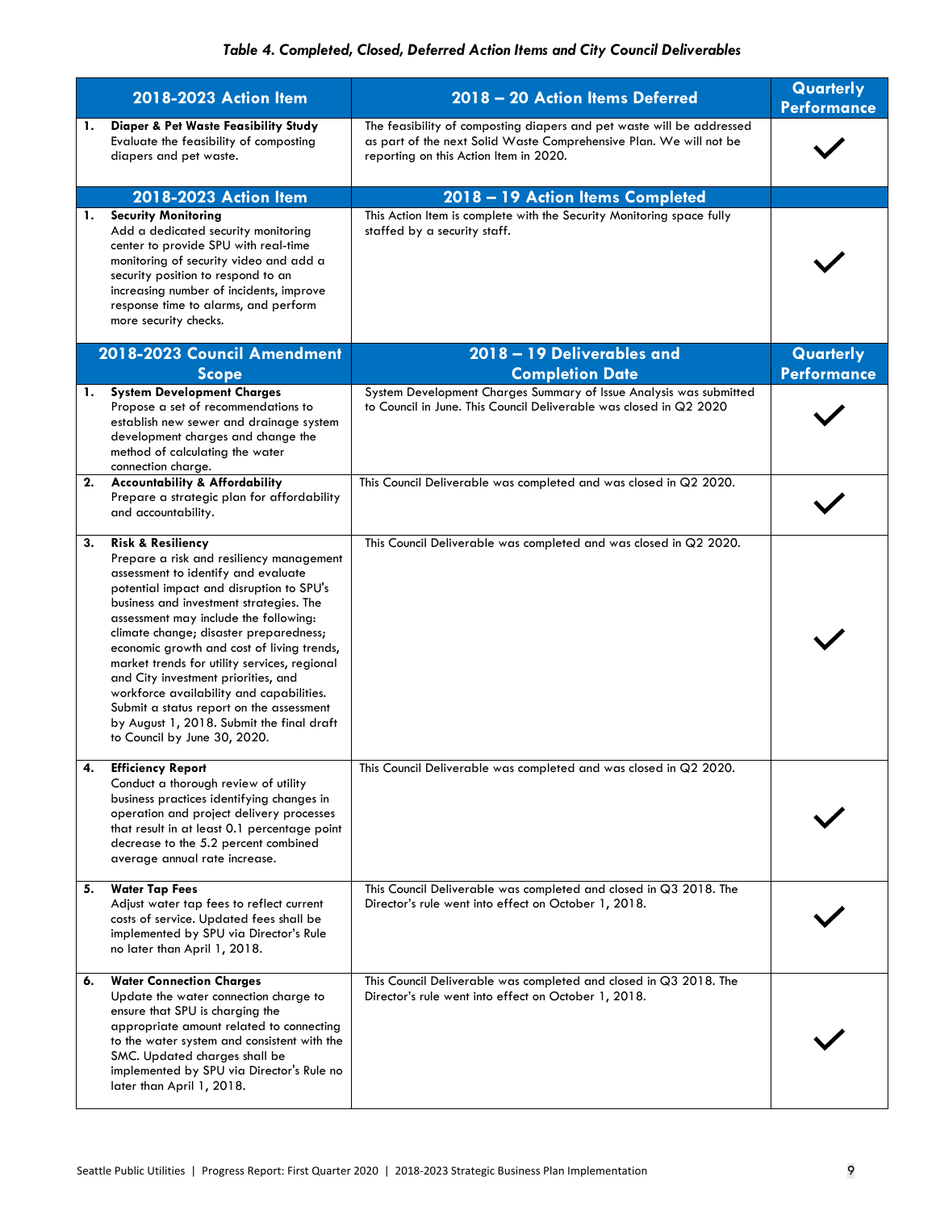*Table 4. Completed, Closed, Deferred Action Items and City Council Deliverables*

| 2018-2023 Action Item | 2018 – 20 Action Items Deferred | Quarterly Performance |
|---|---|---|
| **1. Diaper & Pet Waste Feasibility Study** Evaluate the feasibility of composting diapers and pet waste. | The feasibility of composting diapers and pet waste will be addressed as part of the next Solid Waste Comprehensive Plan. We will not be reporting on this Action Item in 2020. | ✓ |
| **2018-2023 Action Item** | **2018 – 19 Action Items Completed** | |
| **1. Security Monitoring** Add a dedicated security monitoring center to provide SPU with real-time monitoring of security video and add a security position to respond to an increasing number of incidents, improve response time to alarms, and perform more security checks. | This Action Item is complete with the Security Monitoring space fully staffed by a security staff. | ✓ |
| **2018-2023 Council Amendment Scope** | **2018 – 19 Deliverables and Completion Date** | **Quarterly Performance** |
| **1. System Development Charges** Propose a set of recommendations to establish new sewer and drainage system development charges and change the method of calculating the water connection charge. | System Development Charges Summary of Issue Analysis was submitted to Council in June. This Council Deliverable was closed in Q2 2020 | ✓ |
| **2. Accountability & Affordability** Prepare a strategic plan for affordability and accountability. | This Council Deliverable was completed and was closed in Q2 2020. | ✓ |
| **3. Risk & Resiliency** Prepare a risk and resiliency management assessment to identify and evaluate potential impact and disruption to SPU's business and investment strategies. The assessment may include the following: climate change; disaster preparedness; economic growth and cost of living trends, market trends for utility services, regional and City investment priorities, and workforce availability and capabilities. Submit a status report on the assessment by August 1, 2018. Submit the final draft to Council by June 30, 2020. | This Council Deliverable was completed and was closed in Q2 2020. | ✓ |
| **4. Efficiency Report** Conduct a thorough review of utility business practices identifying changes in operation and project delivery processes that result in at least 0.1 percentage point decrease to the 5.2 percent combined average annual rate increase. | This Council Deliverable was completed and was closed in Q2 2020. | ✓ |
| **5. Water Tap Fees** Adjust water tap fees to reflect current costs of service. Updated fees shall be implemented by SPU via Director's Rule no later than April 1, 2018. | This Council Deliverable was completed and closed in Q3 2018. The Director's rule went into effect on October 1, 2018. | ✓ |
| **6. Water Connection Charges** Update the water connection charge to ensure that SPU is charging the appropriate amount related to connecting to the water system and consistent with the SMC. Updated charges shall be implemented by SPU via Director's Rule no later than April 1, 2018. | This Council Deliverable was completed and closed in Q3 2018. The Director's rule went into effect on October 1, 2018. | ✓ |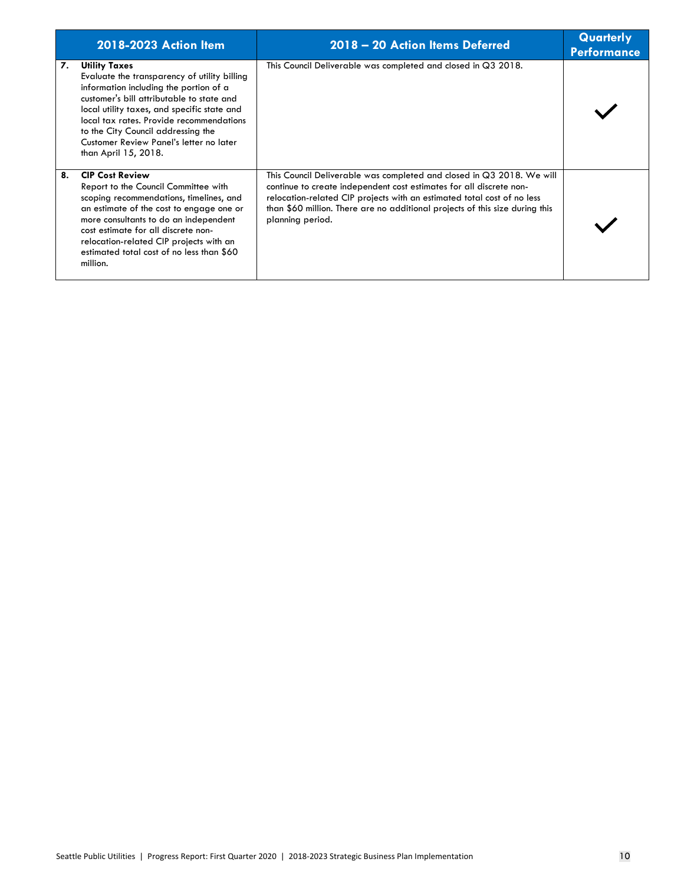| 2018-2023 Action Item | 2018 – 20 Action Items Deferred | Quarterly Performance |
|---|---|---|
| **7. Utility Taxes** Evaluate the transparency of utility billing information including the portion of a customer's bill attributable to state and local utility taxes, and specific state and local tax rates. Provide recommendations to the City Council addressing the Customer Review Panel's letter no later than April 15, 2018. | This Council Deliverable was completed and closed in Q3 2018. | ✓ |
| **8. CIP Cost Review** Report to the Council Committee with scoping recommendations, timelines, and an estimate of the cost to engage one or more consultants to do an independent cost estimate for all discrete non-relocation-related CIP projects with an estimated total cost of no less than $60 million. | This Council Deliverable was completed and closed in Q3 2018. We will continue to create independent cost estimates for all discrete non-relocation-related CIP projects with an estimated total cost of no less than $60 million. There are no additional projects of this size during this planning period. | ✓ |